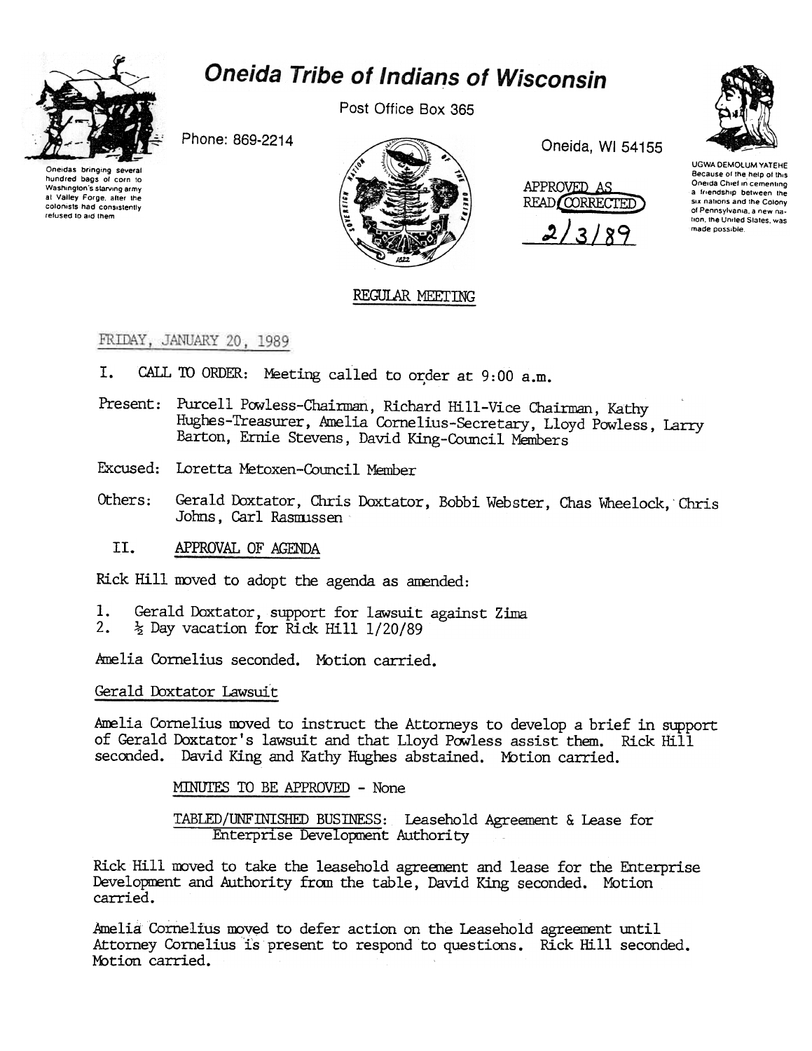# Oneida Tribe of Indians of Wisconsin

Post Office Box 365

Phone: 869-2214

Oneida, WI 54155

Oneidas bringing several hundred bags of corn to Washington's starving army at Valley Forge, after the colonists had consistently refused to aid them

UGWA DEMOLUM YATEHE Because of the help of this Oneida Chief in cementing a friendship between the six nations and the Colony of Pennsylvania, a new nation, the United States, was made possible.

APPROVED AS READ/CORRECTED 2/3/89

## REGULAR MEETING

FRIDAY, JANUARY 20, 1989

I. CALL TO ORDER: Meeting called to order at 9:00 a.m.

Present: Purcell Powless-Chairman, Richard Hill-Vice Chairman, Kathy Hughes-Treasurer, Amelia Cornelius-Secretary, Lloyd Powless, Larry Barton, Ernie Stevens, David King-Council Members

Excused: Loretta Metoxen-Council Member

Others: Gerald Doxtator, Chris Doxtator, Bobbi Webster, Chas Wheelock, Chris Johns, Carl Rasmussen

II. APPROVAL OF AGENDA

Rick Hill moved to adopt the agenda as amended:

1. Gerald Doxtator, support for lawsuit against Zima
2. ½ Day vacation for Rick Hill 1/20/89

Amelia Cornelius seconded. Motion carried.

Gerald Doxtator Lawsuit

Amelia Cornelius moved to instruct the Attorneys to develop a brief in support of Gerald Doxtator's lawsuit and that Lloyd Powless assist them. Rick Hill seconded. David King and Kathy Hughes abstained. Motion carried.

MINUTES TO BE APPROVED - None

TABLED/UNFINISHED BUSINESS: Leasehold Agreement & Lease for Enterprise Development Authority

Rick Hill moved to take the leasehold agreement and lease for the Enterprise Development and Authority from the table, David King seconded. Motion carried.

Amelia Cornelius moved to defer action on the Leasehold agreement until Attorney Cornelius is present to respond to questions. Rick Hill seconded. Motion carried.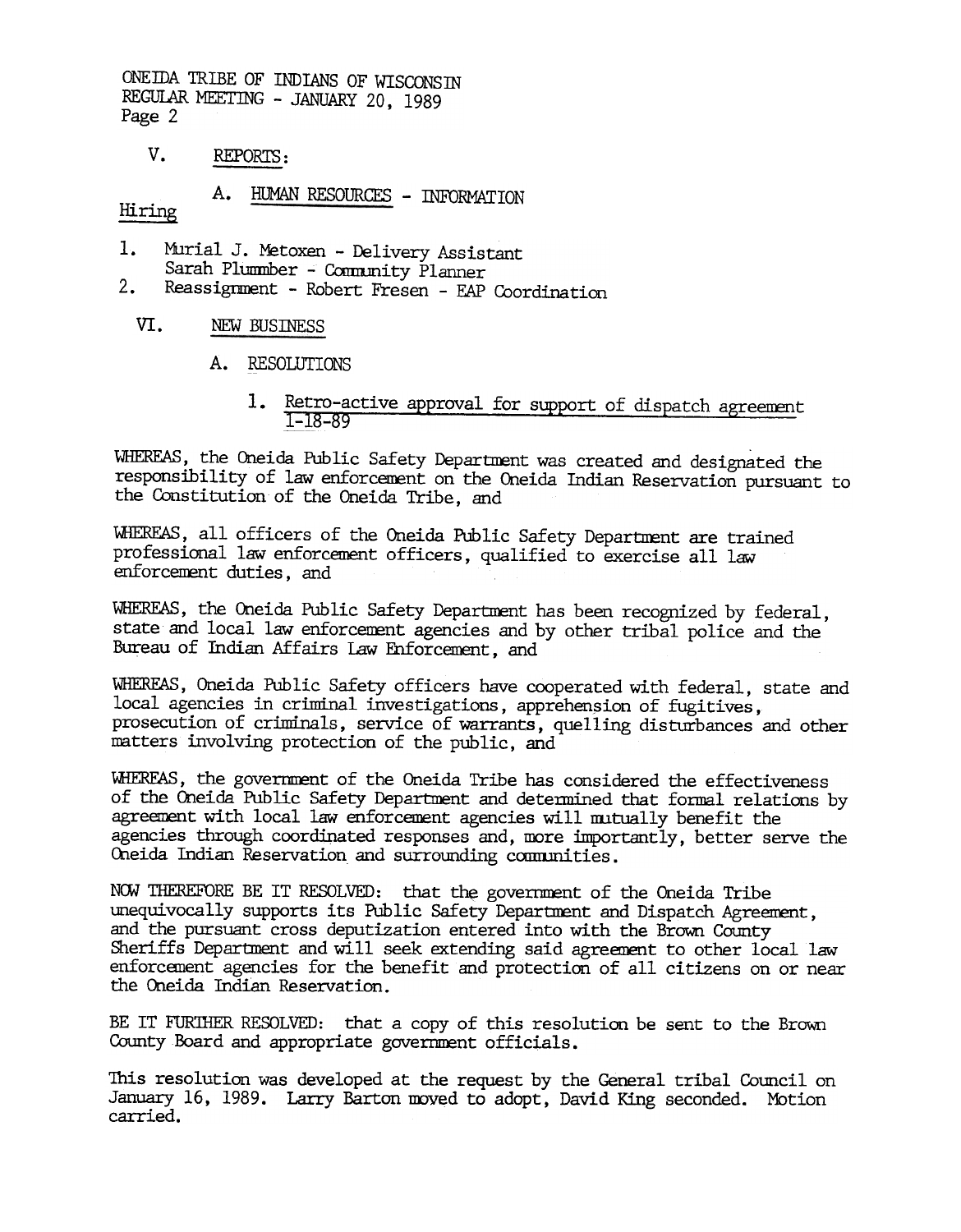ONEIDA TRIBE OF INDIANS OF WISCONSIN
REGULAR MEETING - JANUARY 20, 1989
Page 2

V. REPORTS:

A. HUMAN RESOURCES - INFORMATION

Hiring

1. Murial J. Metoxen - Delivery Assistant
   Sarah Plummber - Community Planner
2. Reassignment - Robert Fresen - EAP Coordination

VI. NEW BUSINESS

A. RESOLUTIONS

1. Retro-active approval for support of dispatch agreement 1-18-89

WHEREAS, the Oneida Public Safety Department was created and designated the responsibility of law enforcement on the Oneida Indian Reservation pursuant to the Constitution of the Oneida Tribe, and

WHEREAS, all officers of the Oneida Public Safety Department are trained professional law enforcement officers, qualified to exercise all law enforcement duties, and

WHEREAS, the Oneida Public Safety Department has been recognized by federal, state and local law enforcement agencies and by other tribal police and the Bureau of Indian Affairs Law Enforcement, and

WHEREAS, Oneida Public Safety officers have cooperated with federal, state and local agencies in criminal investigations, apprehension of fugitives, prosecution of criminals, service of warrants, quelling disturbances and other matters involving protection of the public, and

WHEREAS, the government of the Oneida Tribe has considered the effectiveness of the Oneida Public Safety Department and determined that formal relations by agreement with local law enforcement agencies will mutually benefit the agencies through coordinated responses and, more importantly, better serve the Oneida Indian Reservation and surrounding communities.

NOW THEREFORE BE IT RESOLVED: that the government of the Oneida Tribe unequivocally supports its Public Safety Department and Dispatch Agreement, and the pursuant cross deputization entered into with the Brown County Sheriffs Department and will seek extending said agreement to other local law enforcement agencies for the benefit and protection of all citizens on or near the Oneida Indian Reservation.

BE IT FURTHER RESOLVED: that a copy of this resolution be sent to the Brown County Board and appropriate government officials.

This resolution was developed at the request by the General tribal Council on January 16, 1989. Larry Barton moved to adopt, David King seconded. Motion carried.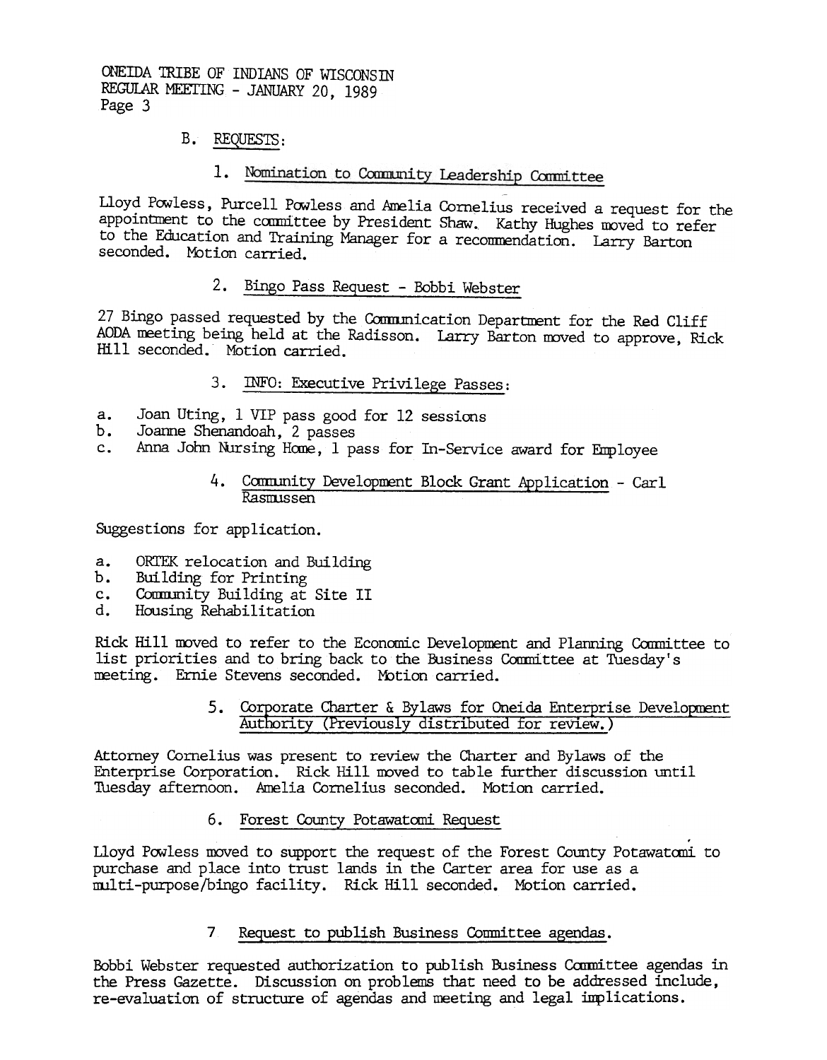### B. REQUESTS:

#### 1. Nomination to Community Leadership Committee

Lloyd Powless, Purcell Powless and Amelia Cornelius received a request for the appointment to the committee by President Shaw. Kathy Hughes moved to refer to the Education and Training Manager for a recommendation. Larry Barton seconded. Motion carried.

#### 2. Bingo Pass Request - Bobbi Webster

27 Bingo passed requested by the Communication Department for the Red Cliff AODA meeting being held at the Radisson. Larry Barton moved to approve, Rick Hill seconded. Motion carried.

#### 3. INFO: Executive Privilege Passes:

a. Joan Uting, 1 VIP pass good for 12 sessions
b. Joanne Shenandoah, 2 passes
c. Anna John Nursing Home, 1 pass for In-Service award for Employee

#### 4. Community Development Block Grant Application - Carl Rasmussen

Suggestions for application.

a. ORTEK relocation and Building
b. Building for Printing
c. Community Building at Site II
d. Housing Rehabilitation

Rick Hill moved to refer to the Economic Development and Planning Committee to list priorities and to bring back to the Business Committee at Tuesday's meeting. Ernie Stevens seconded. Motion carried.

#### 5. Corporate Charter & Bylaws for Oneida Enterprise Development Authority (Previously distributed for review.)

Attorney Cornelius was present to review the Charter and Bylaws of the Enterprise Corporation. Rick Hill moved to table further discussion until Tuesday afternoon. Amelia Cornelius seconded. Motion carried.

#### 6. Forest County Potawatomi Request

Lloyd Powless moved to support the request of the Forest County Potawatomi to purchase and place into trust lands in the Carter area for use as a multi-purpose/bingo facility. Rick Hill seconded. Motion carried.

#### 7. Request to publish Business Committee agendas.

Bobbi Webster requested authorization to publish Business Committee agendas in the Press Gazette. Discussion on problems that need to be addressed include, re-evaluation of structure of agendas and meeting and legal implications.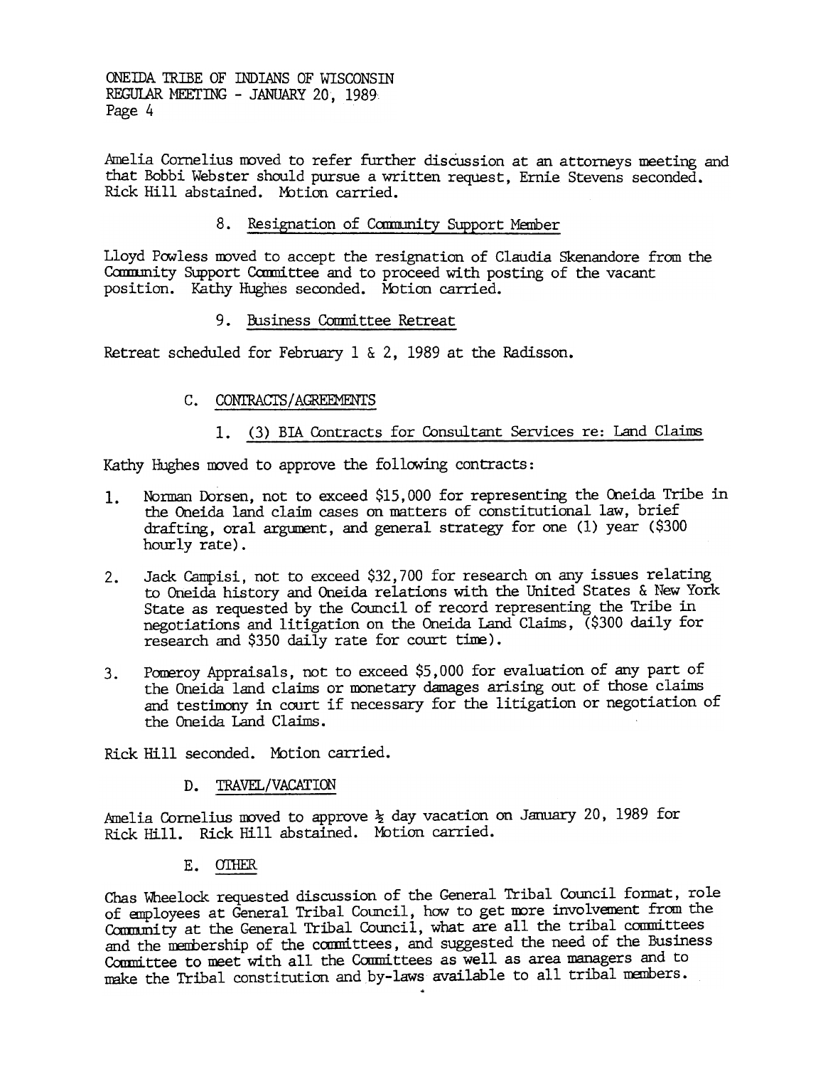Amelia Cornelius moved to refer further discussion at an attorneys meeting and that Bobbi Webster should pursue a written request, Ernie Stevens seconded. Rick Hill abstained. Motion carried.

### 8. Resignation of Community Support Member

Lloyd Powless moved to accept the resignation of Claudia Skenandore from the Community Support Committee and to proceed with posting of the vacant position. Kathy Hughes seconded. Motion carried.

### 9. Business Committee Retreat

Retreat scheduled for February 1 & 2, 1989 at the Radisson.

## C. CONTRACTS/AGREEMENTS

### 1. (3) BIA Contracts for Consultant Services re: Land Claims

Kathy Hughes moved to approve the following contracts:

1. Norman Dorsen, not to exceed $15,000 for representing the Oneida Tribe in the Oneida land claim cases on matters of constitutional law, brief drafting, oral argument, and general strategy for one (1) year ($300 hourly rate).
2. Jack Campisi, not to exceed $32,700 for research on any issues relating to Oneida history and Oneida relations with the United States & New York State as requested by the Council of record representing the Tribe in negotiations and litigation on the Oneida Land Claims, ($300 daily for research and $350 daily rate for court time).
3. Pomeroy Appraisals, not to exceed $5,000 for evaluation of any part of the Oneida land claims or monetary damages arising out of those claims and testimony in court if necessary for the litigation or negotiation of the Oneida Land Claims.

Rick Hill seconded. Motion carried.

## D. TRAVEL/VACATION

Amelia Cornelius moved to approve ½ day vacation on January 20, 1989 for Rick Hill. Rick Hill abstained. Motion carried.

## E. OTHER

Chas Wheelock requested discussion of the General Tribal Council format, role of employees at General Tribal Council, how to get more involvement from the Community at the General Tribal Council, what are all the tribal committees and the membership of the committees, and suggested the need of the Business Committee to meet with all the Committees as well as area managers and to make the Tribal constitution and by-laws available to all tribal members.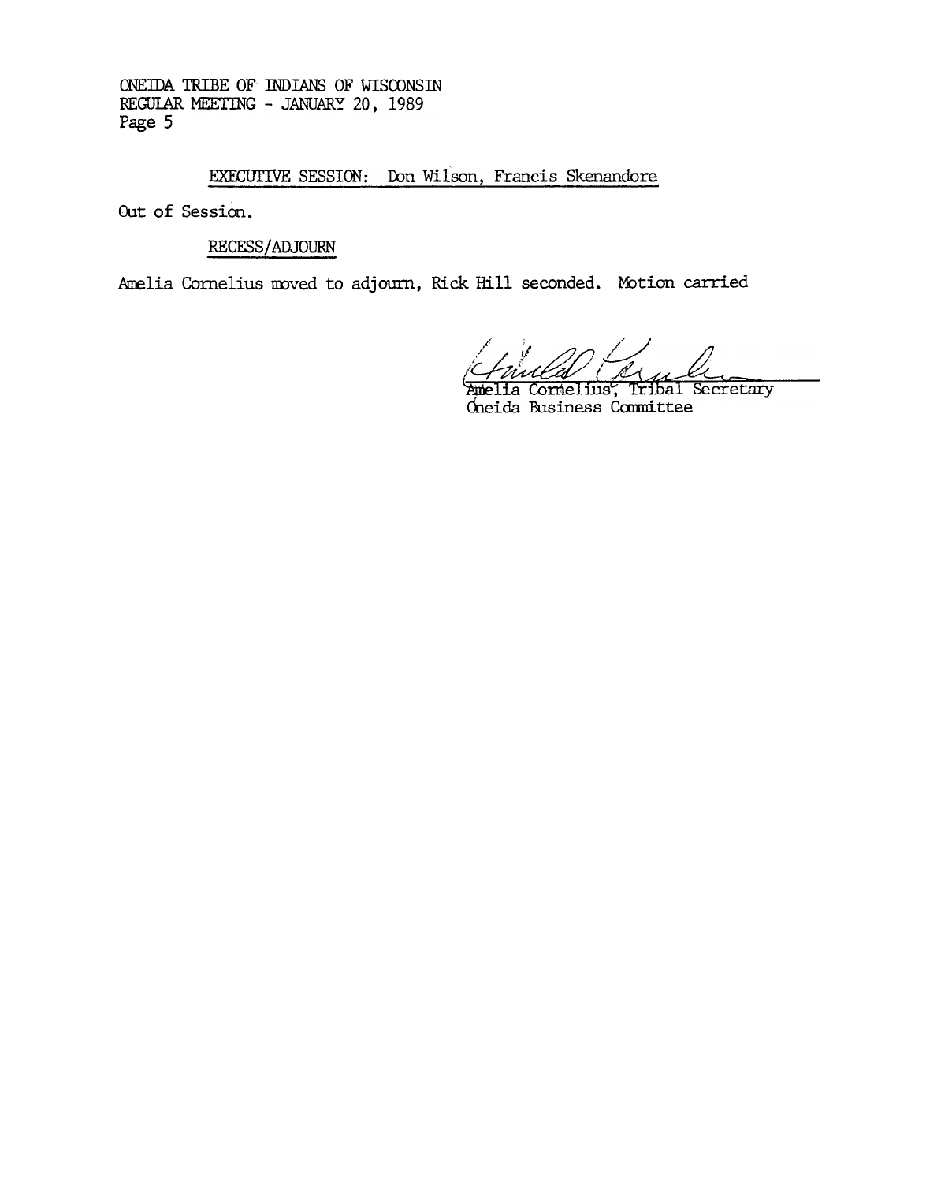## EXECUTIVE SESSION: Don Wilson, Francis Skenandore

Out of Session.

## RECESS/ADJOURN

Amelia Cornelius moved to adjourn, Rick Hill seconded. Motion carried

Amelia Cornelius, Tribal Secretary
Oneida Business Committee